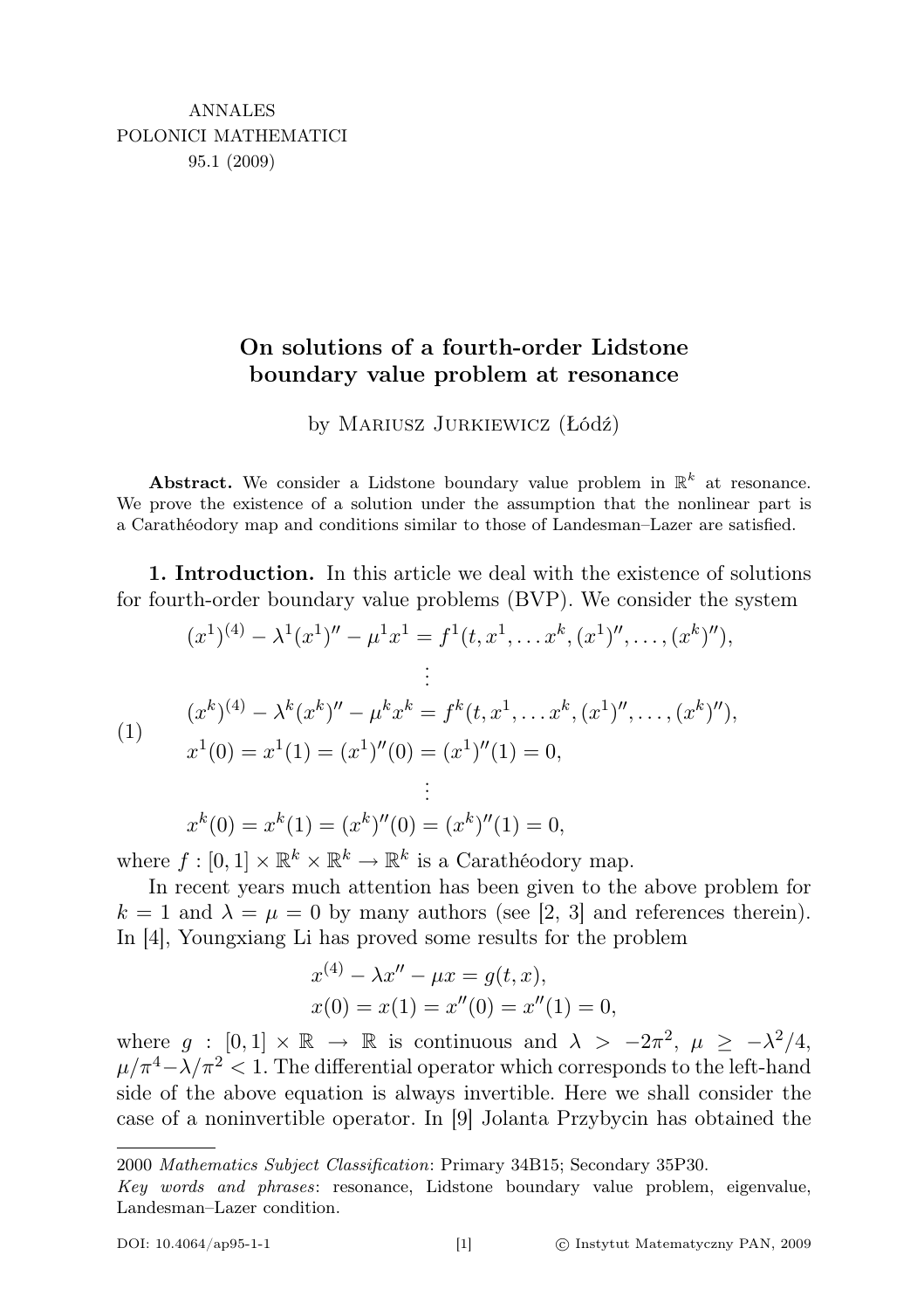# On solutions of a fourth-order Lidstone boundary value problem at resonance

by Mariusz Jurkiewicz (Łódź)

**Abstract.** We consider a Lidstone boundary value problem in $\mathbb{R}^k$ at resonance. We prove the existence of a solution under the assumption that the nonlinear part is a Carathéodory map and conditions similar to those of Landesman–Lazer are satisfied.

**1. Introduction.** In this article we deal with the existence of solutions for fourth-order boundary value problems (BVP). We consider the system

$$
\begin{aligned}
&(x^1)^{(4)} - \lambda^1 (x^1)'' - \mu^1 x^1 = f^1(t, x^1, \ldots x^k, (x^1)'', \ldots, (x^k)''),\\
&\qquad\vdots\\
&(x^k)^{(4)} - \lambda^k (x^k)'' - \mu^k x^k = f^k(t, x^1, \ldots x^k, (x^1)'', \ldots, (x^k)''),\\
&x^1(0) = x^1(1) = (x^1)''(0) = (x^1)''(1) = 0,\\
&\qquad\vdots\\
&x^k(0) = x^k(1) = (x^k)''(0) = (x^k)''(1) = 0,
\end{aligned}
\tag{1}
$$

where $f : [0,1] \times \mathbb{R}^k \times \mathbb{R}^k \to \mathbb{R}^k$ is a Carathéodory map.

In recent years much attention has been given to the above problem for $k = 1$ and $\lambda = \mu = 0$ by many authors (see [2, 3] and references therein). In [4], Youngxiang Li has proved some results for the problem

$$
\begin{aligned}
&x^{(4)} - \lambda x'' - \mu x = g(t, x),\\
&x(0) = x(1) = x''(0) = x''(1) = 0,
\end{aligned}
$$

where $g : [0,1] \times \mathbb{R} \to \mathbb{R}$ is continuous and $\lambda > -2\pi^2$, $\mu \geq -\lambda^2/4$, $\mu/\pi^4 - \lambda/\pi^2 < 1$. The differential operator which corresponds to the left-hand side of the above equation is always invertible. Here we shall consider the case of a noninvertible operator. In [9] Jolanta Przybycin has obtained the

---

2000 *Mathematics Subject Classification*: Primary 34B15; Secondary 35P30.

*Key words and phrases*: resonance, Lidstone boundary value problem, eigenvalue, Landesman–Lazer condition.

DOI: 10.4064/ap95-1-1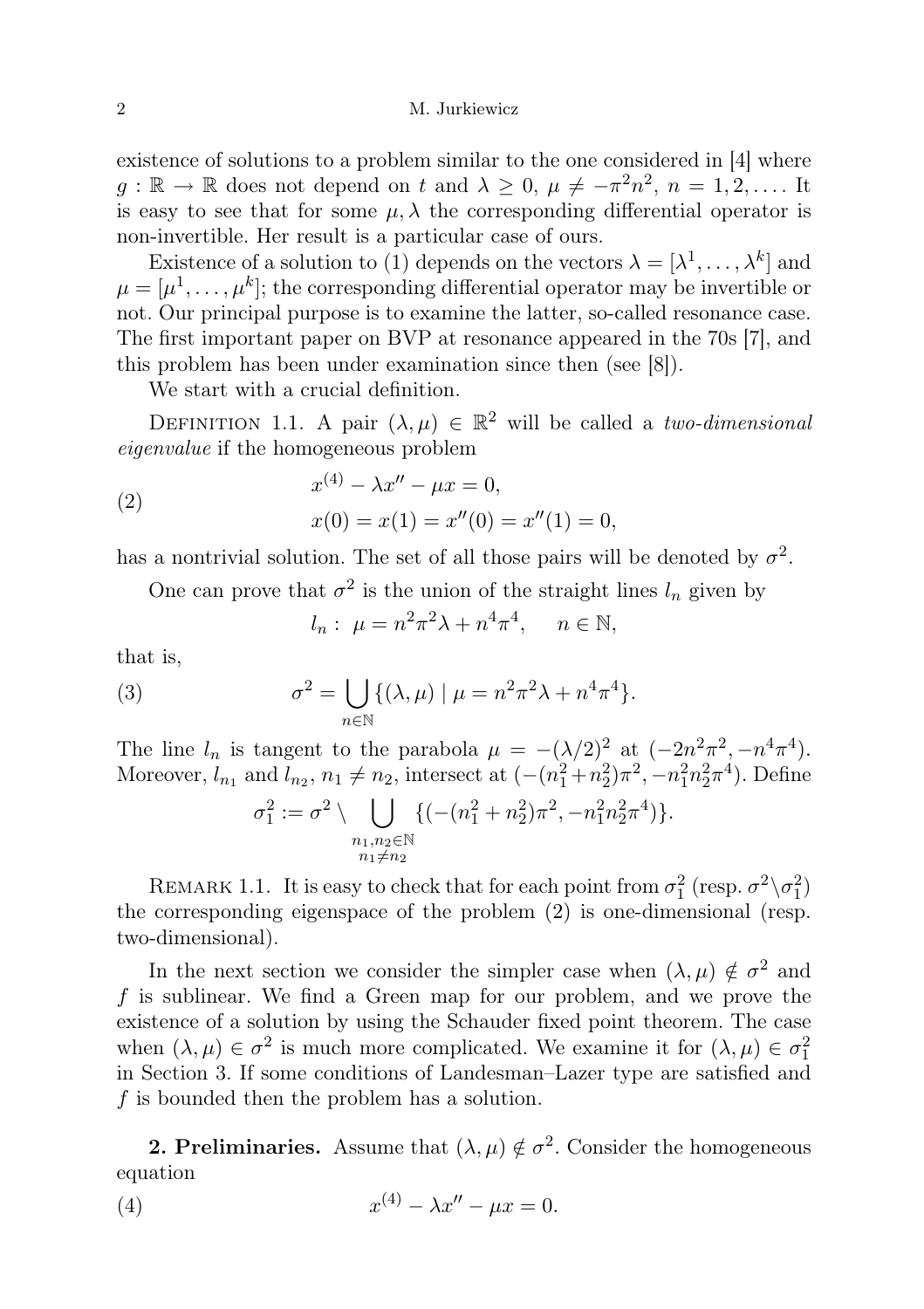existence of solutions to a problem similar to the one considered in [4] where $g : \mathbb{R} \to \mathbb{R}$ does not depend on $t$ and $\lambda \geq 0$, $\mu \neq -\pi^2 n^2$, $n = 1, 2, \ldots$. It is easy to see that for some $\mu, \lambda$ the corresponding differential operator is non-invertible. Her result is a particular case of ours.

Existence of a solution to (1) depends on the vectors $\lambda = [\lambda^1, \ldots, \lambda^k]$ and $\mu = [\mu^1, \ldots, \mu^k]$; the corresponding differential operator may be invertible or not. Our principal purpose is to examine the latter, so-called resonance case. The first important paper on BVP at resonance appeared in the 70s [7], and this problem has been under examination since then (see [8]).

We start with a crucial definition.

Definition 1.1. A pair $(\lambda, \mu) \in \mathbb{R}^2$ will be called a *two-dimensional eigenvalue* if the homogeneous problem

$$
\begin{aligned}
&x^{(4)} - \lambda x'' - \mu x = 0, \\
&x(0) = x(1) = x''(0) = x''(1) = 0,
\end{aligned} \tag{2}
$$

has a nontrivial solution. The set of all those pairs will be denoted by $\sigma^2$.

One can prove that $\sigma^2$ is the union of the straight lines $l_n$ given by

$$
l_n : \ \mu = n^2\pi^2\lambda + n^4\pi^4, \qquad n \in \mathbb{N},
$$

that is,

$$
\sigma^2 = \bigcup_{n\in\mathbb{N}} \{(\lambda, \mu) \mid \mu = n^2\pi^2\lambda + n^4\pi^4\}. \tag{3}
$$

The line $l_n$ is tangent to the parabola $\mu = -(\lambda/2)^2$ at $(-2n^2\pi^2, -n^4\pi^4)$. Moreover, $l_{n_1}$ and $l_{n_2}$, $n_1 \neq n_2$, intersect at $(-(n_1^2 + n_2^2)\pi^2, -n_1^2 n_2^2\pi^4)$. Define

$$
\sigma_1^2 := \sigma^2 \setminus \bigcup_{\substack{n_1, n_2 \in \mathbb{N} \\ n_1 \neq n_2}} \{(-(n_1^2 + n_2^2)\pi^2, -n_1^2 n_2^2 \pi^4)\}.
$$

Remark 1.1. It is easy to check that for each point from $\sigma_1^2$ (resp. $\sigma^2 \setminus \sigma_1^2$) the corresponding eigenspace of the problem (2) is one-dimensional (resp. two-dimensional).

In the next section we consider the simpler case when $(\lambda, \mu) \notin \sigma^2$ and $f$ is sublinear. We find a Green map for our problem, and we prove the existence of a solution by using the Schauder fixed point theorem. The case when $(\lambda, \mu) \in \sigma^2$ is much more complicated. We examine it for $(\lambda, \mu) \in \sigma_1^2$ in Section 3. If some conditions of Landesman–Lazer type are satisfied and $f$ is bounded then the problem has a solution.

## 2. Preliminaries.

Assume that $(\lambda, \mu) \notin \sigma^2$. Consider the homogeneous equation

$$
x^{(4)} - \lambda x'' - \mu x = 0. \tag{4}
$$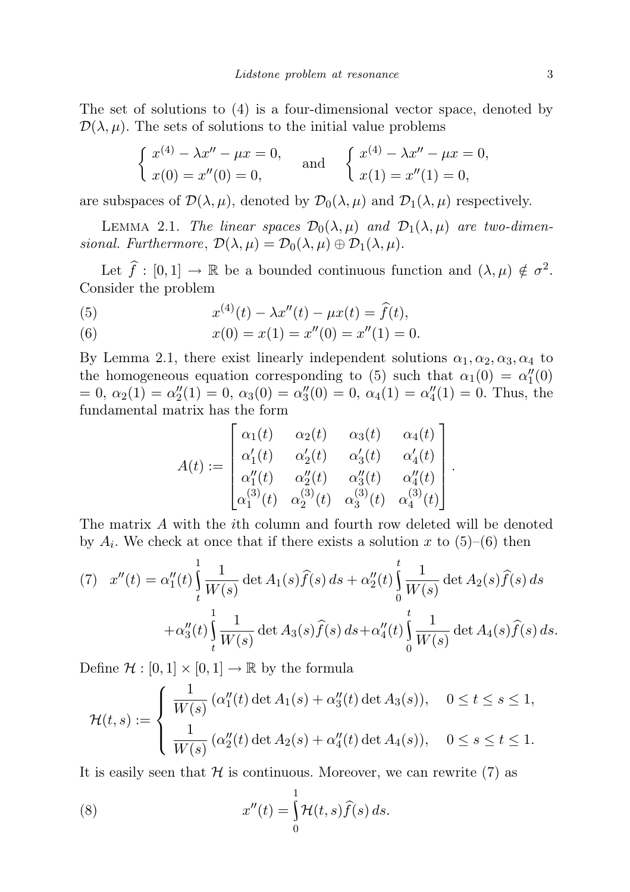The set of solutions to (4) is a four-dimensional vector space, denoted by $\mathcal{D}(\lambda,\mu)$. The sets of solutions to the initial value problems

$$\begin{cases} x^{(4)} - \lambda x'' - \mu x = 0, \\ x(0) = x''(0) = 0, \end{cases} \quad \text{and} \quad \begin{cases} x^{(4)} - \lambda x'' - \mu x = 0, \\ x(1) = x''(1) = 0, \end{cases}$$

are subspaces of $\mathcal{D}(\lambda,\mu)$, denoted by $\mathcal{D}_0(\lambda,\mu)$ and $\mathcal{D}_1(\lambda,\mu)$ respectively.

Lemma 2.1. *The linear spaces $\mathcal{D}_0(\lambda,\mu)$ and $\mathcal{D}_1(\lambda,\mu)$ are two-dimensional. Furthermore, $\mathcal{D}(\lambda,\mu) = \mathcal{D}_0(\lambda,\mu) \oplus \mathcal{D}_1(\lambda,\mu)$.*

Let $\widehat{f} : [0,1] \to \mathbb{R}$ be a bounded continuous function and $(\lambda,\mu) \notin \sigma^2$. Consider the problem

$$x^{(4)}(t) - \lambda x''(t) - \mu x(t) = \widehat{f}(t), \tag{5}$$

$$x(0) = x(1) = x''(0) = x''(1) = 0. \tag{6}$$

By Lemma 2.1, there exist linearly independent solutions $\alpha_1, \alpha_2, \alpha_3, \alpha_4$ to the homogeneous equation corresponding to (5) such that $\alpha_1(0) = \alpha_1''(0) = 0$, $\alpha_2(1) = \alpha_2''(1) = 0$, $\alpha_3(0) = \alpha_3''(0) = 0$, $\alpha_4(1) = \alpha_4''(1) = 0$. Thus, the fundamental matrix has the form

$$A(t) := \begin{bmatrix} \alpha_1(t) & \alpha_2(t) & \alpha_3(t) & \alpha_4(t) \\ \alpha_1'(t) & \alpha_2'(t) & \alpha_3'(t) & \alpha_4'(t) \\ \alpha_1''(t) & \alpha_2''(t) & \alpha_3''(t) & \alpha_4''(t) \\ \alpha_1^{(3)}(t) & \alpha_2^{(3)}(t) & \alpha_3^{(3)}(t) & \alpha_4^{(3)}(t) \end{bmatrix}.$$

The matrix $A$ with the $i$th column and fourth row deleted will be denoted by $A_i$. We check at once that if there exists a solution $x$ to (5)–(6) then

$$\begin{aligned} x''(t) = {} & \alpha_1''(t) \int_t^1 \frac{1}{W(s)} \det A_1(s) \widehat{f}(s)\, ds + \alpha_2''(t) \int_0^t \frac{1}{W(s)} \det A_2(s) \widehat{f}(s)\, ds \\ & + \alpha_3''(t) \int_t^1 \frac{1}{W(s)} \det A_3(s) \widehat{f}(s)\, ds + \alpha_4''(t) \int_0^t \frac{1}{W(s)} \det A_4(s) \widehat{f}(s)\, ds. \end{aligned} \tag{7}$$

Define $\mathcal{H} : [0,1] \times [0,1] \to \mathbb{R}$ by the formula

$$\mathcal{H}(t,s) := \begin{cases} \dfrac{1}{W(s)} (\alpha_1''(t) \det A_1(s) + \alpha_3''(t) \det A_3(s)), & 0 \le t \le s \le 1, \\[2mm] \dfrac{1}{W(s)} (\alpha_2''(t) \det A_2(s) + \alpha_4''(t) \det A_4(s)), & 0 \le s \le t \le 1. \end{cases}$$

It is easily seen that $\mathcal{H}$ is continuous. Moreover, we can rewrite (7) as

$$x''(t) = \int_0^1 \mathcal{H}(t,s) \widehat{f}(s)\, ds. \tag{8}$$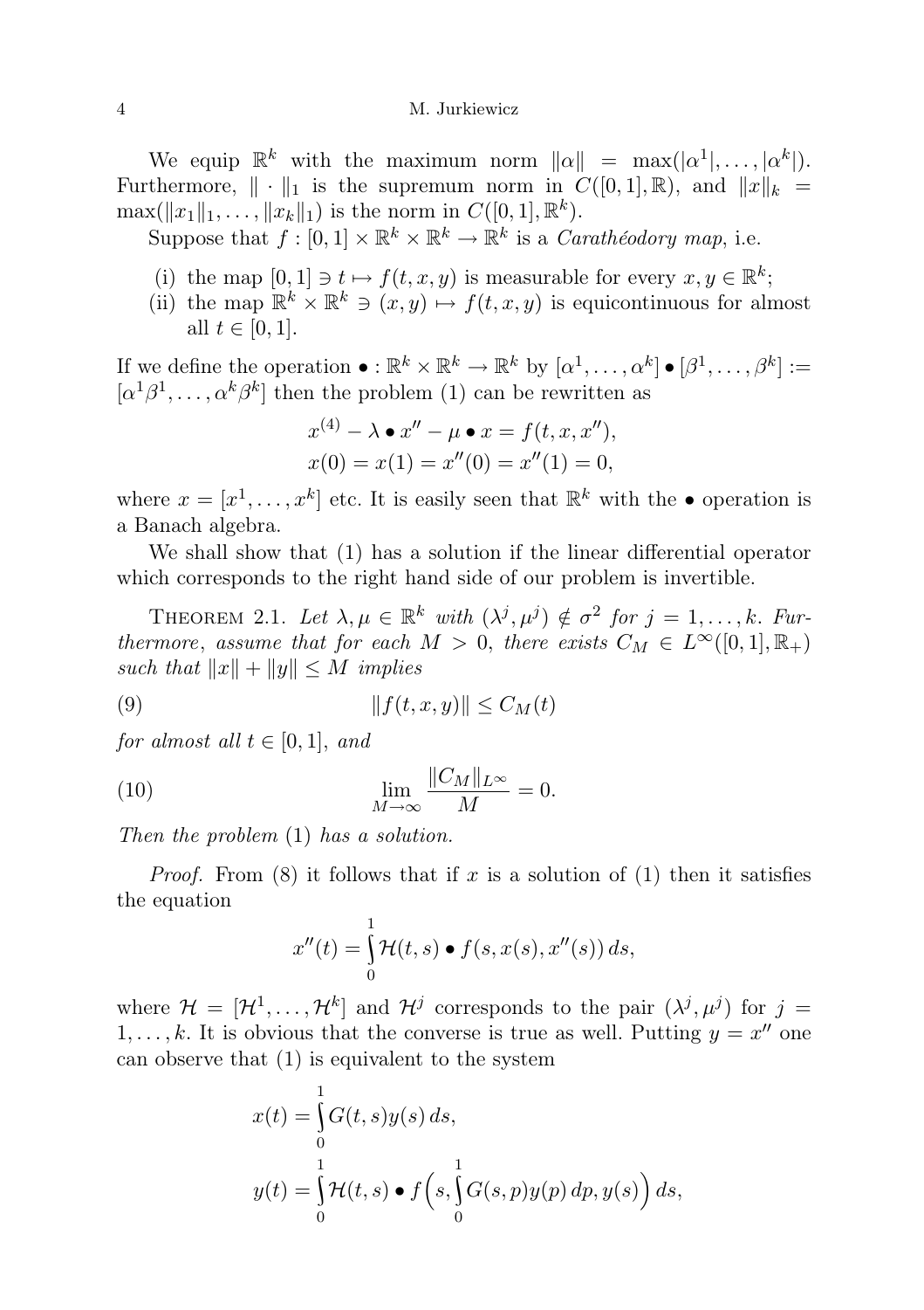We equip $\mathbb{R}^k$ with the maximum norm $\|\alpha\| = \max(|\alpha^1|, \ldots, |\alpha^k|)$. Furthermore, $\|\cdot\|_1$ is the supremum norm in $C([0,1],\mathbb{R})$, and $\|x\|_k = \max(\|x_1\|_1, \ldots, \|x_k\|_1)$ is the norm in $C([0,1],\mathbb{R}^k)$.

Suppose that $f : [0,1] \times \mathbb{R}^k \times \mathbb{R}^k \to \mathbb{R}^k$ is a *Carathéodory map*, i.e.

(i) the map $[0,1] \ni t \mapsto f(t,x,y)$ is measurable for every $x, y \in \mathbb{R}^k$;

(ii) the map $\mathbb{R}^k \times \mathbb{R}^k \ni (x,y) \mapsto f(t,x,y)$ is equicontinuous for almost all $t \in [0,1]$.

If we define the operation $\bullet : \mathbb{R}^k \times \mathbb{R}^k \to \mathbb{R}^k$ by $[\alpha^1, \ldots, \alpha^k] \bullet [\beta^1, \ldots, \beta^k] := [\alpha^1\beta^1, \ldots, \alpha^k\beta^k]$ then the problem (1) can be rewritten as

$$
\begin{aligned}
&x^{(4)} - \lambda \bullet x'' - \mu \bullet x = f(t, x, x''), \\
&x(0) = x(1) = x''(0) = x''(1) = 0,
\end{aligned}
$$

where $x = [x^1, \ldots, x^k]$ etc. It is easily seen that $\mathbb{R}^k$ with the $\bullet$ operation is a Banach algebra.

We shall show that (1) has a solution if the linear differential operator which corresponds to the right hand side of our problem is invertible.

THEOREM 2.1. *Let $\lambda, \mu \in \mathbb{R}^k$ with $(\lambda^j, \mu^j) \notin \sigma^2$ for $j = 1, \ldots, k$. Furthermore, assume that for each $M > 0$, there exists $C_M \in L^\infty([0,1], \mathbb{R}_+)$ such that $\|x\| + \|y\| \le M$ implies*

$$
\|f(t,x,y)\| \le C_M(t) \tag{9}
$$

*for almost all $t \in [0,1]$, and*

$$
\lim_{M \to \infty} \frac{\|C_M\|_{L^\infty}}{M} = 0. \tag{10}
$$

*Then the problem* (1) *has a solution.*

*Proof.* From (8) it follows that if $x$ is a solution of (1) then it satisfies the equation

$$
x''(t) = \int_0^1 \mathcal{H}(t,s) \bullet f(s, x(s), x''(s))\, ds,
$$

where $\mathcal{H} = [\mathcal{H}^1, \ldots, \mathcal{H}^k]$ and $\mathcal{H}^j$ corresponds to the pair $(\lambda^j, \mu^j)$ for $j = 1, \ldots, k$. It is obvious that the converse is true as well. Putting $y = x''$ one can observe that (1) is equivalent to the system

$$
\begin{aligned}
x(t) &= \int_0^1 G(t,s) y(s)\, ds, \\
y(t) &= \int_0^1 \mathcal{H}(t,s) \bullet f\Big(s, \int_0^1 G(s,p) y(p)\, dp, y(s)\Big)\, ds,
\end{aligned}
$$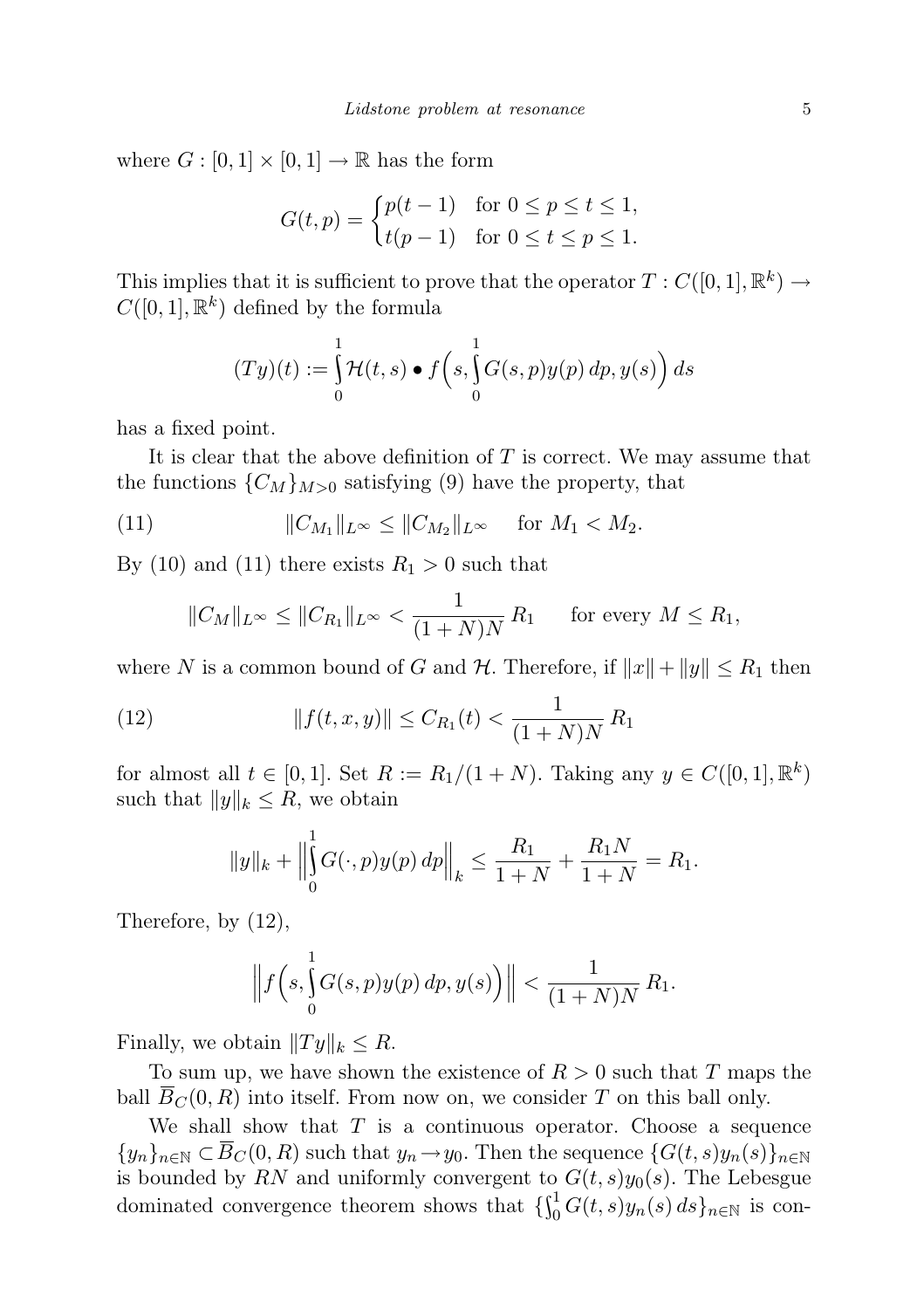where $G : [0,1] \times [0,1] \to \mathbb{R}$ has the form

$$G(t,p) = \begin{cases} p(t-1) & \text{for } 0 \le p \le t \le 1, \\ t(p-1) & \text{for } 0 \le t \le p \le 1. \end{cases}$$

This implies that it is sufficient to prove that the operator $T : C([0,1], \mathbb{R}^k) \to C([0,1], \mathbb{R}^k)$ defined by the formula

$$(Ty)(t) := \int_0^1 \mathcal{H}(t,s) \bullet f\Big(s, \int_0^1 G(s,p)y(p)\,dp, y(s)\Big)\,ds$$

has a fixed point.

It is clear that the above definition of $T$ is correct. We may assume that the functions $\{C_M\}_{M>0}$ satisfying (9) have the property, that

$$\|C_{M_1}\|_{L^\infty} \le \|C_{M_2}\|_{L^\infty} \quad \text{for } M_1 < M_2. \tag{11}$$

By (10) and (11) there exists $R_1 > 0$ such that

$$\|C_M\|_{L^\infty} \le \|C_{R_1}\|_{L^\infty} < \frac{1}{(1+N)N}\, R_1 \qquad \text{for every } M \le R_1,$$

where $N$ is a common bound of $G$ and $\mathcal{H}$. Therefore, if $\|x\| + \|y\| \le R_1$ then

$$\|f(t,x,y)\| \le C_{R_1}(t) < \frac{1}{(1+N)N}\, R_1 \tag{12}$$

for almost all $t \in [0,1]$. Set $R := R_1/(1+N)$. Taking any $y \in C([0,1], \mathbb{R}^k)$ such that $\|y\|_k \le R$, we obtain

$$\|y\|_k + \Big\|\int_0^1 G(\cdot,p)y(p)\,dp\Big\|_k \le \frac{R_1}{1+N} + \frac{R_1 N}{1+N} = R_1.$$

Therefore, by (12),

$$\Big\|f\Big(s, \int_0^1 G(s,p)y(p)\,dp, y(s)\Big)\Big\| < \frac{1}{(1+N)N}\, R_1.$$

Finally, we obtain $\|Ty\|_k \le R$.

To sum up, we have shown the existence of $R > 0$ such that $T$ maps the ball $\overline{B}_C(0,R)$ into itself. From now on, we consider $T$ on this ball only.

We shall show that $T$ is a continuous operator. Choose a sequence $\{y_n\}_{n\in\mathbb{N}} \subset \overline{B}_C(0,R)$ such that $y_n \to y_0$. Then the sequence $\{G(t,s)y_n(s)\}_{n\in\mathbb{N}}$ is bounded by $RN$ and uniformly convergent to $G(t,s)y_0(s)$. The Lebesgue dominated convergence theorem shows that $\{\int_0^1 G(t,s)y_n(s)\,ds\}_{n\in\mathbb{N}}$ is con-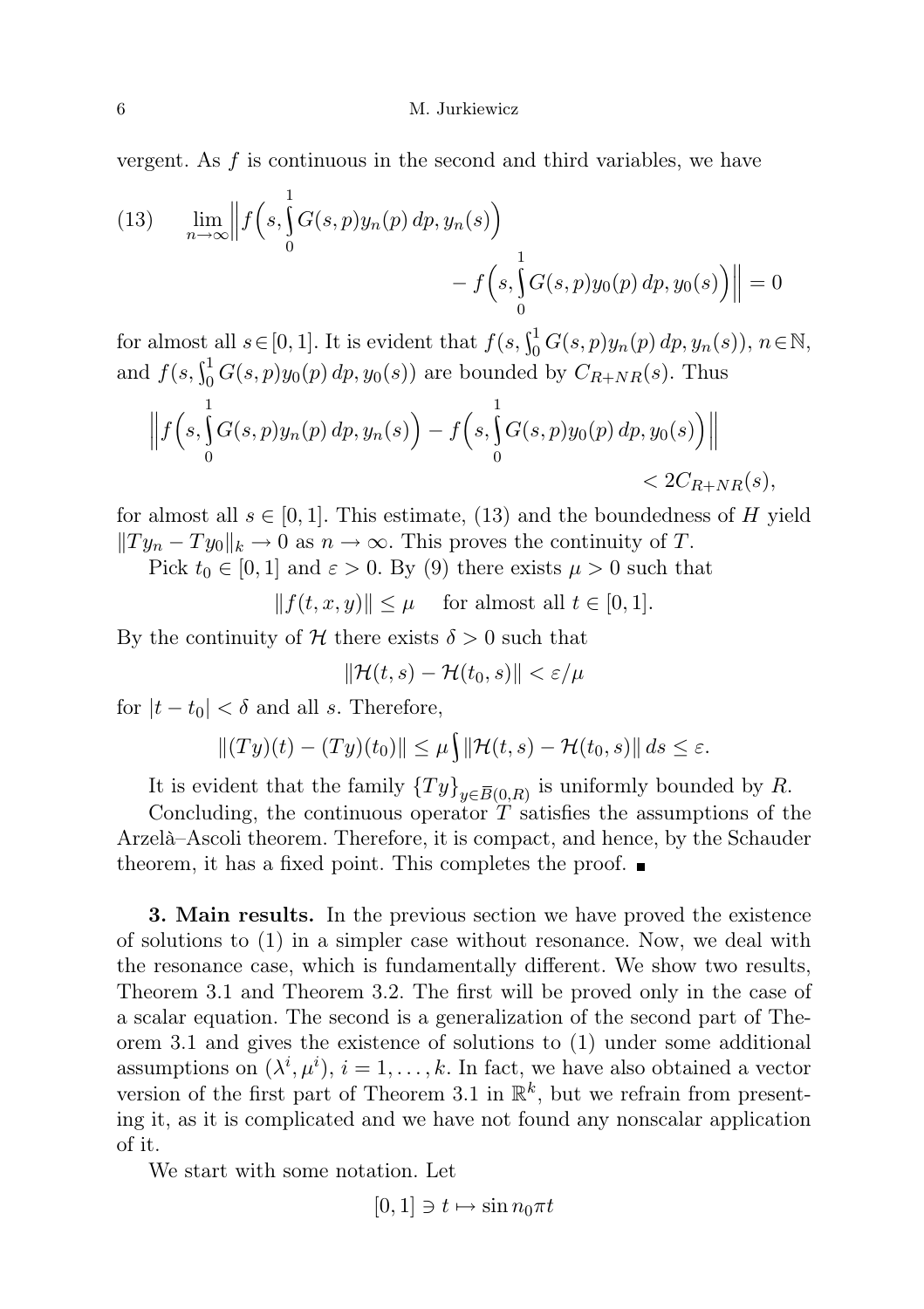vergent. As $f$ is continuous in the second and third variables, we have

$$\lim_{n\to\infty}\Big\| f\Big(s, \int_0^1 G(s,p) y_n(p)\, dp, y_n(s)\Big) - f\Big(s, \int_0^1 G(s,p) y_0(p)\, dp, y_0(s)\Big)\Big\| = 0 \tag{13}$$

for almost all $s \in [0,1]$. It is evident that $f(s, \int_0^1 G(s,p) y_n(p)\, dp, y_n(s))$, $n \in \mathbb{N}$, and $f(s, \int_0^1 G(s,p) y_0(p)\, dp, y_0(s))$ are bounded by $C_{R+NR}(s)$. Thus

$$\Big\| f\Big(s, \int_0^1 G(s,p) y_n(p)\, dp, y_n(s)\Big) - f\Big(s, \int_0^1 G(s,p) y_0(p)\, dp, y_0(s)\Big)\Big\| < 2C_{R+NR}(s),$$

for almost all $s \in [0,1]$. This estimate, (13) and the boundedness of $H$ yield $\|Ty_n - Ty_0\|_k \to 0$ as $n \to \infty$. This proves the continuity of $T$.

Pick $t_0 \in [0,1]$ and $\varepsilon > 0$. By (9) there exists $\mu > 0$ such that

$$\|f(t,x,y)\| \le \mu \quad \text{for almost all } t \in [0,1].$$

By the continuity of $\mathcal{H}$ there exists $\delta > 0$ such that

$$\|\mathcal{H}(t,s) - \mathcal{H}(t_0,s)\| < \varepsilon/\mu$$

for $|t - t_0| < \delta$ and all $s$. Therefore,

$$\|(Ty)(t) - (Ty)(t_0)\| \le \mu \int \|\mathcal{H}(t,s) - \mathcal{H}(t_0,s)\|\, ds \le \varepsilon.$$

It is evident that the family $\{Ty\}_{y \in \overline{B}(0,R)}$ is uniformly bounded by $R$.

Concluding, the continuous operator $T$ satisfies the assumptions of the Arzelà–Ascoli theorem. Therefore, it is compact, and hence, by the Schauder theorem, it has a fixed point. This completes the proof. ∎

**3. Main results.** In the previous section we have proved the existence of solutions to (1) in a simpler case without resonance. Now, we deal with the resonance case, which is fundamentally different. We show two results, Theorem 3.1 and Theorem 3.2. The first will be proved only in the case of a scalar equation. The second is a generalization of the second part of Theorem 3.1 and gives the existence of solutions to (1) under some additional assumptions on $(\lambda^i, \mu^i)$, $i = 1, \ldots, k$. In fact, we have also obtained a vector version of the first part of Theorem 3.1 in $\mathbb{R}^k$, but we refrain from presenting it, as it is complicated and we have not found any nonscalar application of it.

We start with some notation. Let

$$[0,1] \ni t \mapsto \sin n_0 \pi t$$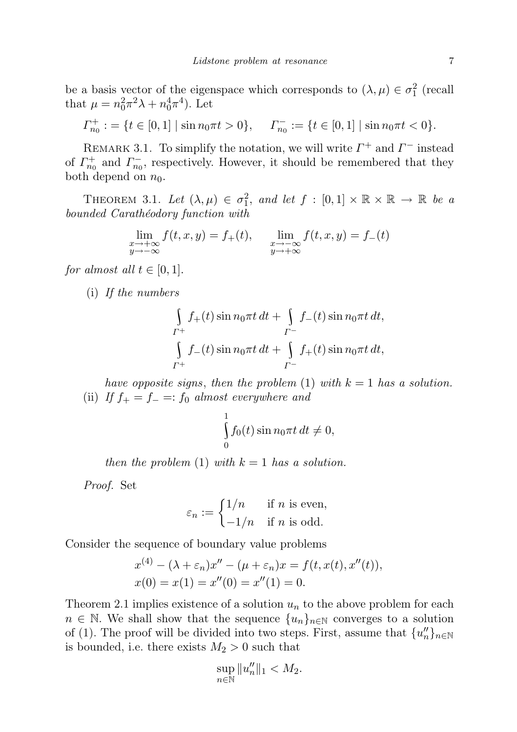be a basis vector of the eigenspace which corresponds to $(\lambda,\mu)\in\sigma_1^2$ (recall that $\mu = n_0^2\pi^2\lambda + n_0^4\pi^4$). Let

$$\Gamma_{n_0}^+ := \{t\in[0,1] \mid \sin n_0\pi t > 0\},\qquad \Gamma_{n_0}^- := \{t\in[0,1] \mid \sin n_0\pi t < 0\}.$$

Remark 3.1. To simplify the notation, we will write $\Gamma^+$ and $\Gamma^-$ instead of $\Gamma_{n_0}^+$ and $\Gamma_{n_0}^-$, respectively. However, it should be remembered that they both depend on $n_0$.

Theorem 3.1. *Let $(\lambda,\mu)\in\sigma_1^2$, and let $f:[0,1]\times\mathbb{R}\times\mathbb{R}\to\mathbb{R}$ be a bounded Carathéodory function with*

$$\lim_{\substack{x\to+\infty\\ y\to-\infty}} f(t,x,y) = f_+(t),\qquad \lim_{\substack{x\to-\infty\\ y\to+\infty}} f(t,x,y) = f_-(t)$$

*for almost all $t\in[0,1]$.*

(i) *If the numbers*

$$\int_{\Gamma^+} f_+(t)\sin n_0\pi t\,dt + \int_{\Gamma^-} f_-(t)\sin n_0\pi t\,dt,$$
$$\int_{\Gamma^+} f_-(t)\sin n_0\pi t\,dt + \int_{\Gamma^-} f_+(t)\sin n_0\pi t\,dt,$$

*have opposite signs, then the problem* (1) *with $k=1$ has a solution.*

(ii) *If $f_+ = f_- =: f_0$ almost everywhere and*

$$\int_0^1 f_0(t)\sin n_0\pi t\,dt \neq 0,$$

*then the problem* (1) *with $k=1$ has a solution.*

*Proof.* Set

$$\varepsilon_n := \begin{cases} 1/n & \text{if } n \text{ is even},\\ -1/n & \text{if } n \text{ is odd}.\end{cases}$$

Consider the sequence of boundary value problems

$$x^{(4)} - (\lambda+\varepsilon_n)x'' - (\mu+\varepsilon_n)x = f(t,x(t),x''(t)),$$
$$x(0)=x(1)=x''(0)=x''(1)=0.$$

Theorem 2.1 implies existence of a solution $u_n$ to the above problem for each $n\in\mathbb{N}$. We shall show that the sequence $\{u_n\}_{n\in\mathbb{N}}$ converges to a solution of (1). The proof will be divided into two steps. First, assume that $\{u_n''\}_{n\in\mathbb{N}}$ is bounded, i.e. there exists $M_2>0$ such that

$$\sup_{n\in\mathbb{N}}\|u_n''\|_1 < M_2.$$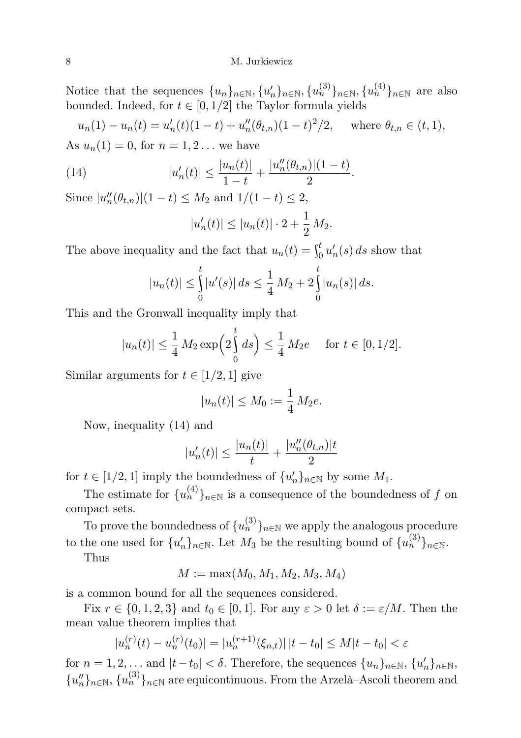Notice that the sequences $\{u_n\}_{n\in\mathbb{N}}, \{u'_n\}_{n\in\mathbb{N}}, \{u_n^{(3)}\}_{n\in\mathbb{N}}, \{u_n^{(4)}\}_{n\in\mathbb{N}}$ are also bounded. Indeed, for $t \in [0, 1/2]$ the Taylor formula yields

$$u_n(1) - u_n(t) = u'_n(t)(1-t) + u''_n(\theta_{t,n})(1-t)^2/2, \qquad \text{where } \theta_{t,n} \in (t, 1),$$

As $u_n(1) = 0$, for $n = 1, 2 \ldots$ we have

$$|u'_n(t)| \le \frac{|u_n(t)|}{1-t} + \frac{|u''_n(\theta_{t,n})|(1-t)}{2}. \tag{14}$$

Since $|u''_n(\theta_{t,n})|(1-t) \le M_2$ and $1/(1-t) \le 2$,

$$|u'_n(t)| \le |u_n(t)| \cdot 2 + \frac{1}{2} M_2.$$

The above inequality and the fact that $u_n(t) = \int_0^t u'_n(s)\, ds$ show that

$$|u_n(t)| \le \int_0^t |u'(s)|\, ds \le \frac{1}{4} M_2 + 2 \int_0^t |u_n(s)|\, ds.$$

This and the Gronwall inequality imply that

$$|u_n(t)| \le \frac{1}{4} M_2 \exp\Big(2 \int_0^t ds\Big) \le \frac{1}{4} M_2 e \qquad \text{for } t \in [0, 1/2].$$

Similar arguments for $t \in [1/2, 1]$ give

$$|u_n(t)| \le M_0 := \frac{1}{4} M_2 e.$$

Now, inequality (14) and

$$|u'_n(t)| \le \frac{|u_n(t)|}{t} + \frac{|u''_n(\theta_{t,n})|t}{2}$$

for $t \in [1/2, 1]$ imply the boundedness of $\{u'_n\}_{n\in\mathbb{N}}$ by some $M_1$.

The estimate for $\{u_n^{(4)}\}_{n\in\mathbb{N}}$ is a consequence of the boundedness of $f$ on compact sets.

To prove the boundedness of $\{u_n^{(3)}\}_{n\in\mathbb{N}}$ we apply the analogous procedure to the one used for $\{u'_n\}_{n\in\mathbb{N}}$. Let $M_3$ be the resulting bound of $\{u_n^{(3)}\}_{n\in\mathbb{N}}$.

Thus

$$M := \max(M_0, M_1, M_2, M_3, M_4)$$

is a common bound for all the sequences considered.

Fix $r \in \{0, 1, 2, 3\}$ and $t_0 \in [0, 1]$. For any $\varepsilon > 0$ let $\delta := \varepsilon/M$. Then the mean value theorem implies that

$$|u_n^{(r)}(t) - u_n^{(r)}(t_0)| = |u_n^{(r+1)}(\xi_{n,t})|\,|t - t_0| \le M|t - t_0| < \varepsilon$$

for $n = 1, 2, \ldots$ and $|t - t_0| < \delta$. Therefore, the sequences $\{u_n\}_{n\in\mathbb{N}}$, $\{u'_n\}_{n\in\mathbb{N}}$, $\{u''_n\}_{n\in\mathbb{N}}$, $\{u_n^{(3)}\}_{n\in\mathbb{N}}$ are equicontinuous. From the Arzelà–Ascoli theorem and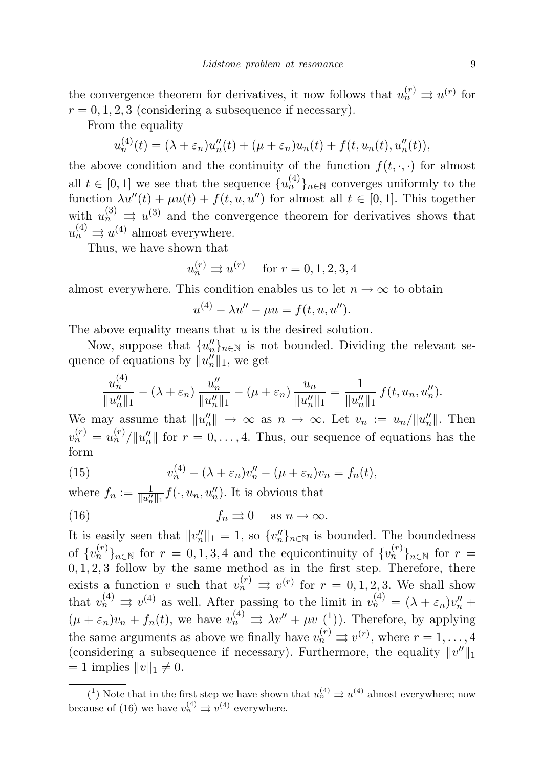the convergence theorem for derivatives, it now follows that $u_n^{(r)} \rightrightarrows u^{(r)}$ for $r = 0,1,2,3$ (considering a subsequence if necessary).

From the equality

$$u_n^{(4)}(t) = (\lambda + \varepsilon_n) u_n''(t) + (\mu + \varepsilon_n) u_n(t) + f(t, u_n(t), u_n''(t)),$$

the above condition and the continuity of the function $f(t,\cdot,\cdot)$ for almost all $t \in [0,1]$ we see that the sequence $\{u_n^{(4)}\}_{n\in\mathbb{N}}$ converges uniformly to the function $\lambda u''(t) + \mu u(t) + f(t,u,u'')$ for almost all $t \in [0,1]$. This together with $u_n^{(3)} \rightrightarrows u^{(3)}$ and the convergence theorem for derivatives shows that $u_n^{(4)} \rightrightarrows u^{(4)}$ almost everywhere.

Thus, we have shown that

$$u_n^{(r)} \rightrightarrows u^{(r)} \quad \text{ for } r = 0,1,2,3,4$$

almost everywhere. This condition enables us to let $n \to \infty$ to obtain

$$u^{(4)} - \lambda u'' - \mu u = f(t,u,u'').$$

The above equality means that $u$ is the desired solution.

Now, suppose that $\{u_n''\}_{n\in\mathbb{N}}$ is not bounded. Dividing the relevant sequence of equations by $\|u_n''\|_1$, we get

$$\frac{u_n^{(4)}}{\|u_n''\|_1} - (\lambda + \varepsilon_n)\frac{u_n''}{\|u_n''\|_1} - (\mu + \varepsilon_n)\frac{u_n}{\|u_n''\|_1} = \frac{1}{\|u_n''\|_1} f(t, u_n, u_n'').$$

We may assume that $\|u_n''\| \to \infty$ as $n \to \infty$. Let $v_n := u_n/\|u_n''\|$. Then $v_n^{(r)} = u_n^{(r)}/\|u_n''\|$ for $r = 0,\ldots,4$. Thus, our sequence of equations has the form

$$v_n^{(4)} - (\lambda + \varepsilon_n) v_n'' - (\mu + \varepsilon_n) v_n = f_n(t), \tag{15}$$

where $f_n := \frac{1}{\|u_n''\|_1} f(\cdot, u_n, u_n'')$. It is obvious that

$$f_n \rightrightarrows 0 \quad \text{ as } n \to \infty. \tag{16}$$

It is easily seen that $\|v_n''\|_1 = 1$, so $\{v_n''\}_{n\in\mathbb{N}}$ is bounded. The boundedness of $\{v_n^{(r)}\}_{n\in\mathbb{N}}$ for $r = 0,1,3,4$ and the equicontinuity of $\{v_n^{(r)}\}_{n\in\mathbb{N}}$ for $r = 0,1,2,3$ follow by the same method as in the first step. Therefore, there exists a function $v$ such that $v_n^{(r)} \rightrightarrows v^{(r)}$ for $r = 0,1,2,3$. We shall show that $v_n^{(4)} \rightrightarrows v^{(4)}$ as well. After passing to the limit in $v_n^{(4)} = (\lambda + \varepsilon_n) v_n'' + (\mu + \varepsilon_n) v_n + f_n(t)$, we have $v_n^{(4)} \rightrightarrows \lambda v'' + \mu v$ [1])$. Therefore, by applying the same arguments as above we finally have $v_n^{(r)} \rightrightarrows v^{(r)}$, where $r = 1,\ldots,4$ (considering a subsequence if necessary). Furthermore, the equality $\|v''\|_1 = 1$ implies $\|v\|_1 \neq 0$.

---

[1] Note that in the first step we have shown that $u_n^{(4)} \rightrightarrows u^{(4)}$ almost everywhere; now because of (16) we have $v_n^{(4)} \rightrightarrows v^{(4)}$ everywhere.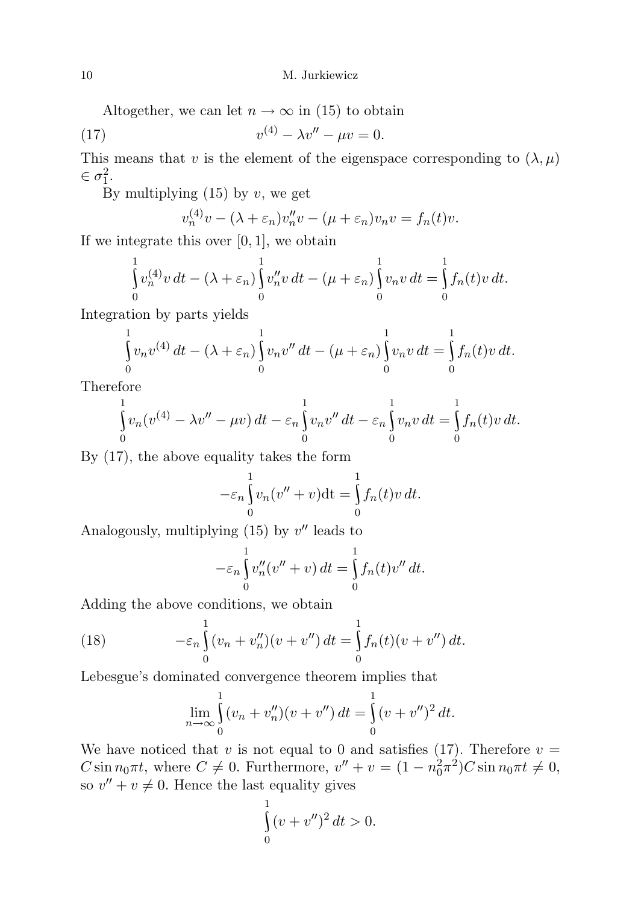Altogether, we can let $n \to \infty$ in (15) to obtain

$$v^{(4)} - \lambda v'' - \mu v = 0. \tag{17}$$

This means that $v$ is the element of the eigenspace corresponding to $(\lambda, \mu) \in \sigma_1^2$.

By multiplying (15) by $v$, we get

$$v_n^{(4)} v - (\lambda + \varepsilon_n) v_n'' v - (\mu + \varepsilon_n) v_n v = f_n(t) v.$$

If we integrate this over $[0,1]$, we obtain

$$\int_0^1 v_n^{(4)} v\, dt - (\lambda + \varepsilon_n) \int_0^1 v_n'' v\, dt - (\mu + \varepsilon_n) \int_0^1 v_n v\, dt = \int_0^1 f_n(t) v\, dt.$$

Integration by parts yields

$$\int_0^1 v_n v^{(4)}\, dt - (\lambda + \varepsilon_n) \int_0^1 v_n v''\, dt - (\mu + \varepsilon_n) \int_0^1 v_n v\, dt = \int_0^1 f_n(t) v\, dt.$$

Therefore

$$\int_0^1 v_n (v^{(4)} - \lambda v'' - \mu v)\, dt - \varepsilon_n \int_0^1 v_n v''\, dt - \varepsilon_n \int_0^1 v_n v\, dt = \int_0^1 f_n(t) v\, dt.$$

By (17), the above equality takes the form

$$-\varepsilon_n \int_0^1 v_n (v'' + v) \mathrm{dt} = \int_0^1 f_n(t) v\, dt.$$

Analogously, multiplying (15) by $v''$ leads to

$$-\varepsilon_n \int_0^1 v_n'' (v'' + v)\, dt = \int_0^1 f_n(t) v''\, dt.$$

Adding the above conditions, we obtain

$$-\varepsilon_n \int_0^1 (v_n + v_n'')(v + v'')\, dt = \int_0^1 f_n(t)(v + v'')\, dt. \tag{18}$$

Lebesgue's dominated convergence theorem implies that

$$\lim_{n \to \infty} \int_0^1 (v_n + v_n'')(v + v'')\, dt = \int_0^1 (v + v'')^2\, dt.$$

We have noticed that $v$ is not equal to 0 and satisfies (17). Therefore $v = C \sin n_0 \pi t$, where $C \neq 0$. Furthermore, $v'' + v = (1 - n_0^2 \pi^2) C \sin n_0 \pi t \neq 0$, so $v'' + v \neq 0$. Hence the last equality gives

$$\int_0^1 (v + v'')^2\, dt > 0.$$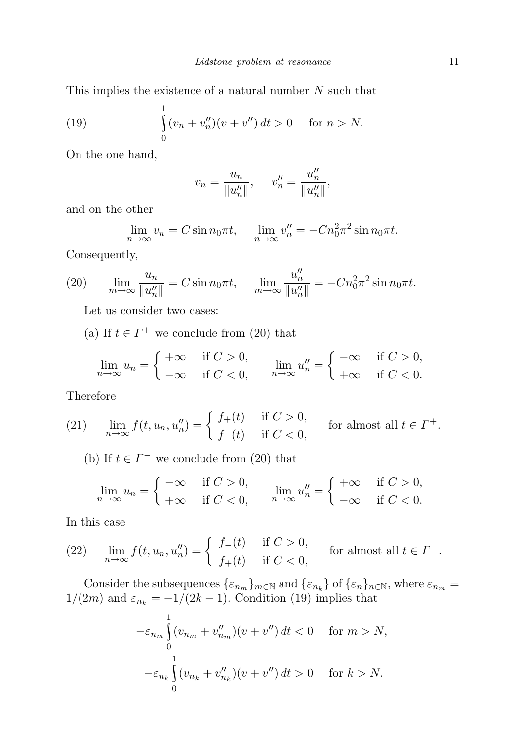This implies the existence of a natural number $N$ such that

$$\int_0^1 (v_n + v_n'')(v + v'')\,dt > 0 \quad \text{for } n > N. \tag{19}$$

On the one hand,

$$v_n = \frac{u_n}{\|u_n''\|}, \qquad v_n'' = \frac{u_n''}{\|u_n''\|},$$

and on the other

$$\lim_{n\to\infty} v_n = C \sin n_0 \pi t, \qquad \lim_{n\to\infty} v_n'' = -C n_0^2 \pi^2 \sin n_0 \pi t.$$

Consequently,

$$\lim_{m\to\infty} \frac{u_n}{\|u_n''\|} = C \sin n_0 \pi t, \qquad \lim_{m\to\infty} \frac{u_n''}{\|u_n''\|} = -C n_0^2 \pi^2 \sin n_0 \pi t. \tag{20}$$

Let us consider two cases:

(a) If $t \in \Gamma^+$ we conclude from (20) that

$$\lim_{n\to\infty} u_n = \begin{cases} +\infty & \text{if } C > 0, \\ -\infty & \text{if } C < 0, \end{cases} \qquad \lim_{n\to\infty} u_n'' = \begin{cases} -\infty & \text{if } C > 0, \\ +\infty & \text{if } C < 0. \end{cases}$$

Therefore

$$\lim_{n\to\infty} f(t, u_n, u_n'') = \begin{cases} f_+(t) & \text{if } C > 0, \\ f_-(t) & \text{if } C < 0, \end{cases} \qquad \text{for almost all } t \in \Gamma^+. \tag{21}$$

(b) If $t \in \Gamma^-$ we conclude from (20) that

$$\lim_{n\to\infty} u_n = \begin{cases} -\infty & \text{if } C > 0, \\ +\infty & \text{if } C < 0, \end{cases} \qquad \lim_{n\to\infty} u_n'' = \begin{cases} +\infty & \text{if } C > 0, \\ -\infty & \text{if } C < 0. \end{cases}$$

In this case

$$\lim_{n\to\infty} f(t, u_n, u_n'') = \begin{cases} f_-(t) & \text{if } C > 0, \\ f_+(t) & \text{if } C < 0, \end{cases} \qquad \text{for almost all } t \in \Gamma^-. \tag{22}$$

Consider the subsequences $\{\varepsilon_{n_m}\}_{m\in\mathbb{N}}$ and $\{\varepsilon_{n_k}\}$ of $\{\varepsilon_n\}_{n\in\mathbb{N}}$, where $\varepsilon_{n_m} = 1/(2m)$ and $\varepsilon_{n_k} = -1/(2k-1)$. Condition (19) implies that

$$-\varepsilon_{n_m} \int_0^1 (v_{n_m} + v_{n_m}'')(v + v'')\,dt < 0 \quad \text{for } m > N,$$

$$-\varepsilon_{n_k} \int_0^1 (v_{n_k} + v_{n_k}'')(v + v'')\,dt > 0 \quad \text{for } k > N.$$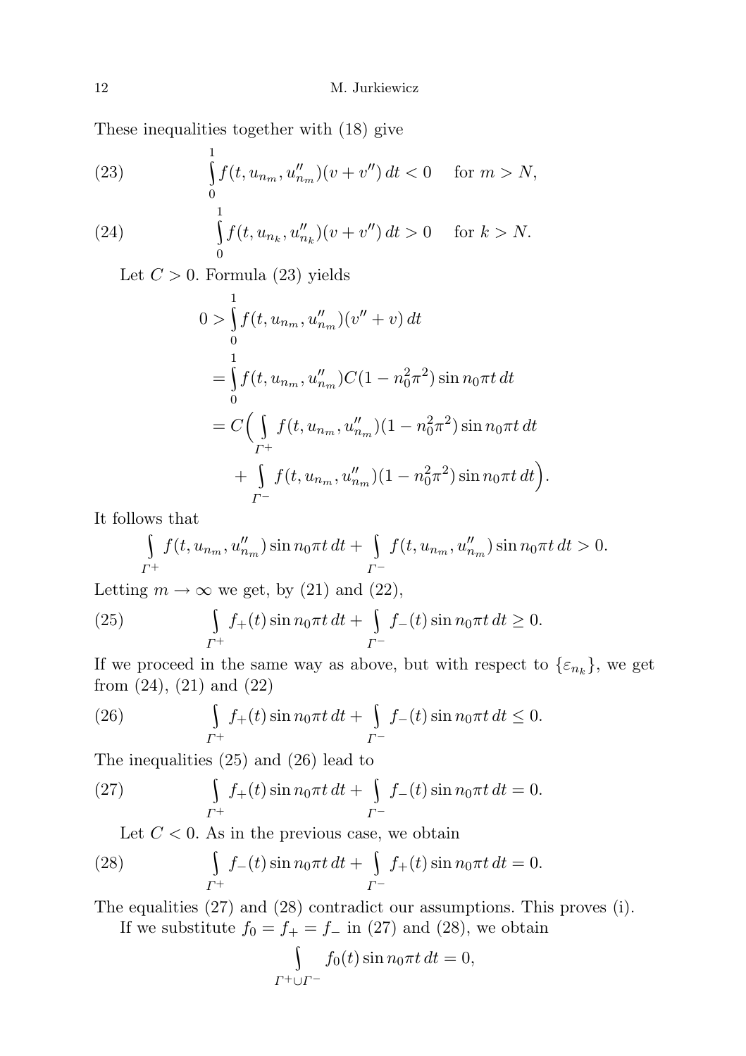These inequalities together with (18) give

$$\int_0^1 f(t, u_{n_m}, u''_{n_m})(v + v'')\, dt < 0 \quad \text{for } m > N, \tag{23}$$

$$\int_0^1 f(t, u_{n_k}, u''_{n_k})(v + v'')\, dt > 0 \quad \text{for } k > N. \tag{24}$$

Let $C > 0$. Formula (23) yields

$$\begin{aligned}
0 &> \int_0^1 f(t, u_{n_m}, u''_{n_m})(v'' + v)\, dt \\
&= \int_0^1 f(t, u_{n_m}, u''_{n_m}) C(1 - n_0^2\pi^2) \sin n_0\pi t\, dt \\
&= C\Big( \int_{\Gamma^+} f(t, u_{n_m}, u''_{n_m})(1 - n_0^2\pi^2) \sin n_0\pi t\, dt \\
&\qquad + \int_{\Gamma^-} f(t, u_{n_m}, u''_{n_m})(1 - n_0^2\pi^2) \sin n_0\pi t\, dt\Big).
\end{aligned}$$

It follows that

$$\int_{\Gamma^+} f(t, u_{n_m}, u''_{n_m}) \sin n_0\pi t\, dt + \int_{\Gamma^-} f(t, u_{n_m}, u''_{n_m}) \sin n_0\pi t\, dt > 0.$$

Letting $m \to \infty$ we get, by (21) and (22),

$$\int_{\Gamma^+} f_+(t) \sin n_0\pi t\, dt + \int_{\Gamma^-} f_-(t) \sin n_0\pi t\, dt \ge 0. \tag{25}$$

If we proceed in the same way as above, but with respect to $\{\varepsilon_{n_k}\}$, we get from (24), (21) and (22)

$$\int_{\Gamma^+} f_+(t) \sin n_0\pi t\, dt + \int_{\Gamma^-} f_-(t) \sin n_0\pi t\, dt \le 0. \tag{26}$$

The inequalities (25) and (26) lead to

$$\int_{\Gamma^+} f_+(t) \sin n_0\pi t\, dt + \int_{\Gamma^-} f_-(t) \sin n_0\pi t\, dt = 0. \tag{27}$$

Let $C < 0$. As in the previous case, we obtain

$$\int_{\Gamma^+} f_-(t) \sin n_0\pi t\, dt + \int_{\Gamma^-} f_+(t) \sin n_0\pi t\, dt = 0. \tag{28}$$

The equalities (27) and (28) contradict our assumptions. This proves (i).

If we substitute $f_0 = f_+ = f_-$ in (27) and (28), we obtain

$$\int_{\Gamma^+ \cup \Gamma^-} f_0(t) \sin n_0\pi t\, dt = 0,$$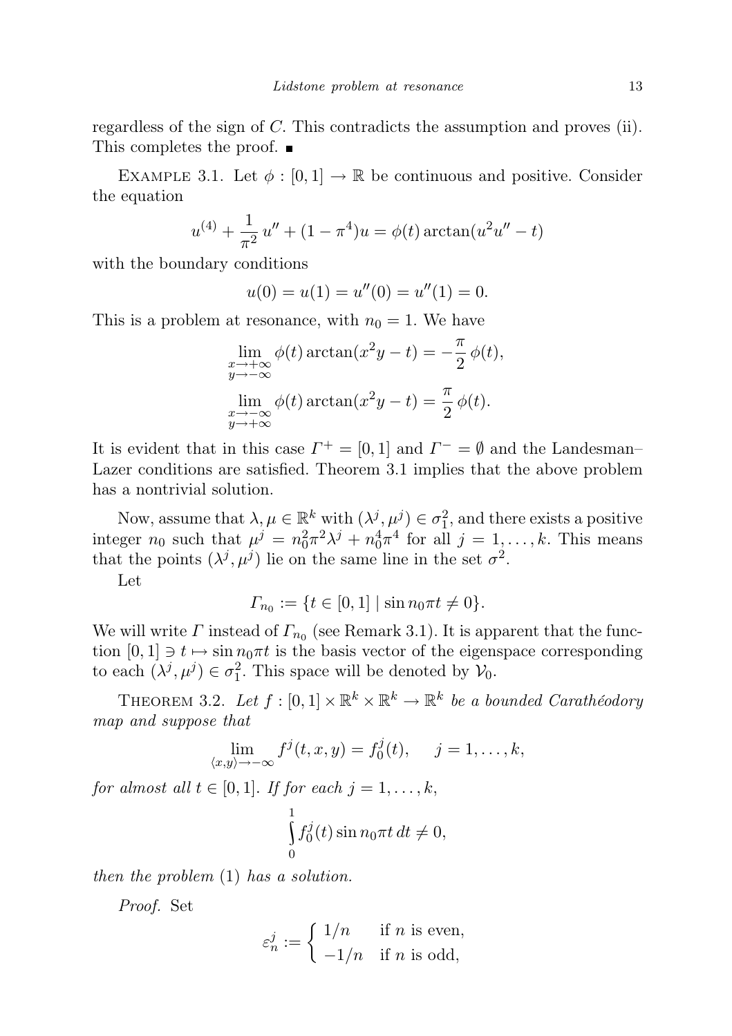regardless of the sign of $C$. This contradicts the assumption and proves (ii). This completes the proof. ∎

EXAMPLE 3.1. Let $\phi : [0,1] \to \mathbb{R}$ be continuous and positive. Consider the equation

$$u^{(4)} + \frac{1}{\pi^2} u'' + (1 - \pi^4)u = \phi(t) \arctan(u^2 u'' - t)$$

with the boundary conditions

$$u(0) = u(1) = u''(0) = u''(1) = 0.$$

This is a problem at resonance, with $n_0 = 1$. We have

$$\lim_{\substack{x \to +\infty \\ y \to -\infty}} \phi(t) \arctan(x^2 y - t) = -\frac{\pi}{2} \phi(t),$$

$$\lim_{\substack{x \to -\infty \\ y \to +\infty}} \phi(t) \arctan(x^2 y - t) = \frac{\pi}{2} \phi(t).$$

It is evident that in this case $\Gamma^+ = [0,1]$ and $\Gamma^- = \emptyset$ and the Landesman–Lazer conditions are satisfied. Theorem 3.1 implies that the above problem has a nontrivial solution.

Now, assume that $\lambda, \mu \in \mathbb{R}^k$ with $(\lambda^j, \mu^j) \in \sigma_1^2$, and there exists a positive integer $n_0$ such that $\mu^j = n_0^2 \pi^2 \lambda^j + n_0^4 \pi^4$ for all $j = 1, \ldots, k$. This means that the points $(\lambda^j, \mu^j)$ lie on the same line in the set $\sigma^2$.

Let

$$\Gamma_{n_0} := \{t \in [0,1] \mid \sin n_0 \pi t \neq 0\}.$$

We will write $\Gamma$ instead of $\Gamma_{n_0}$ (see Remark 3.1). It is apparent that the function $[0,1] \ni t \mapsto \sin n_0 \pi t$ is the basis vector of the eigenspace corresponding to each $(\lambda^j, \mu^j) \in \sigma_1^2$. This space will be denoted by $\mathcal{V}_0$.

THEOREM 3.2. *Let $f : [0,1] \times \mathbb{R}^k \times \mathbb{R}^k \to \mathbb{R}^k$ be a bounded Carathéodory map and suppose that*

$$\lim_{\langle x,y \rangle \to -\infty} f^j(t,x,y) = f_0^j(t), \quad j = 1, \ldots, k,$$

*for almost all $t \in [0,1]$. If for each $j = 1, \ldots, k$,*

$$\int_0^1 f_0^j(t) \sin n_0 \pi t \, dt \neq 0,$$

*then the problem* (1) *has a solution.*

*Proof.* Set

$$\varepsilon_n^j := \begin{cases} 1/n & \text{if } n \text{ is even}, \\ -1/n & \text{if } n \text{ is odd}, \end{cases}$$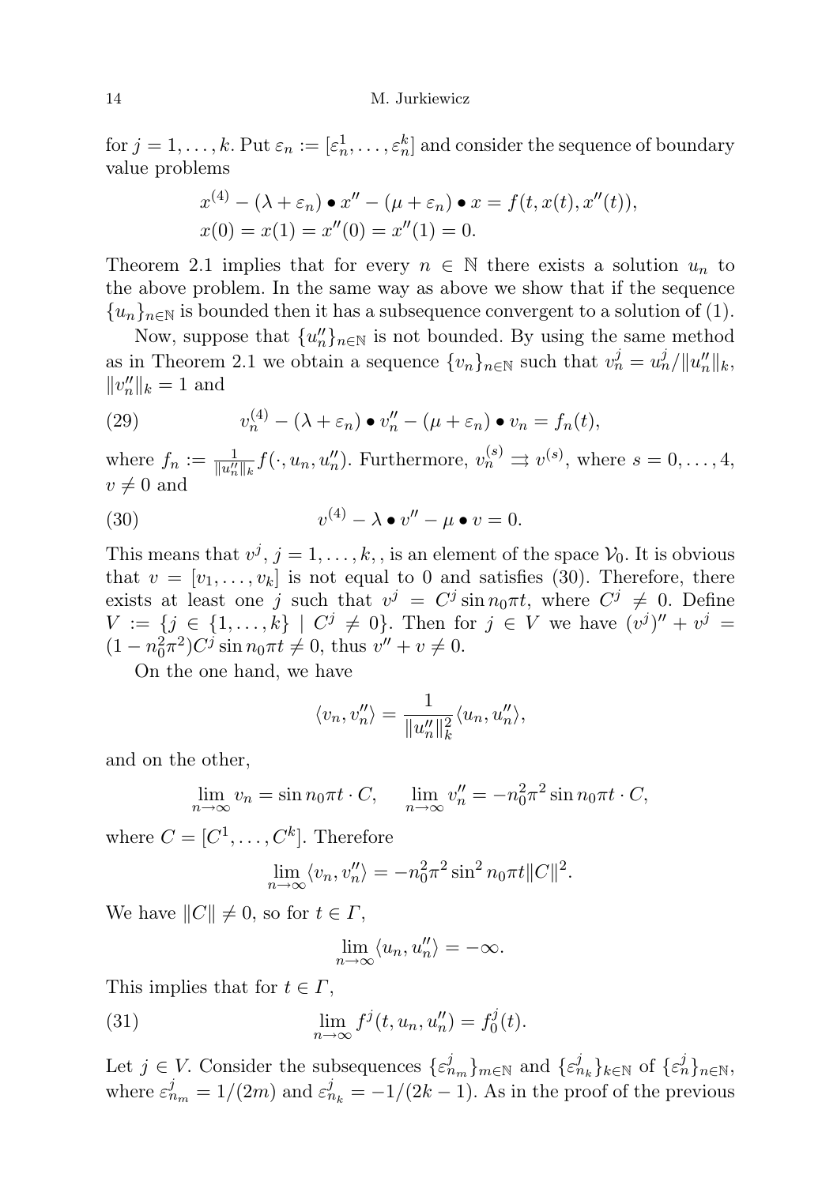for $j = 1, \dots, k$. Put $\varepsilon_n := [\varepsilon_n^1, \dots, \varepsilon_n^k]$ and consider the sequence of boundary value problems

$$x^{(4)} - (\lambda + \varepsilon_n) \bullet x'' - (\mu + \varepsilon_n) \bullet x = f(t, x(t), x''(t)),$$
$$x(0) = x(1) = x''(0) = x''(1) = 0.$$

Theorem 2.1 implies that for every $n \in \mathbb{N}$ there exists a solution $u_n$ to the above problem. In the same way as above we show that if the sequence $\{u_n\}_{n\in\mathbb{N}}$ is bounded then it has a subsequence convergent to a solution of (1).

Now, suppose that $\{u_n''\}_{n\in\mathbb{N}}$ is not bounded. By using the same method as in Theorem 2.1 we obtain a sequence $\{v_n\}_{n\in\mathbb{N}}$ such that $v_n^j = u_n^j/\|u_n''\|_k$, $\|v_n''\|_k = 1$ and

$$v_n^{(4)} - (\lambda + \varepsilon_n) \bullet v_n'' - (\mu + \varepsilon_n) \bullet v_n = f_n(t), \tag{29}$$

where $f_n := \frac{1}{\|u_n''\|_k} f(\cdot, u_n, u_n'')$. Furthermore, $v_n^{(s)} \rightrightarrows v^{(s)}$, where $s = 0, \dots, 4$, $v \neq 0$ and

$$v^{(4)} - \lambda \bullet v'' - \mu \bullet v = 0. \tag{30}$$

This means that $v^j$, $j = 1, \dots, k,$, is an element of the space $\mathcal{V}_0$. It is obvious that $v = [v_1, \dots, v_k]$ is not equal to 0 and satisfies (30). Therefore, there exists at least one $j$ such that $v^j = C^j \sin n_0\pi t$, where $C^j \neq 0$. Define $V := \{j \in \{1, \dots, k\} \mid C^j \neq 0\}$. Then for $j \in V$ we have $(v^j)'' + v^j = (1 - n_0^2\pi^2)C^j \sin n_0\pi t \neq 0$, thus $v'' + v \neq 0$.

On the one hand, we have

$$\langle v_n, v_n'' \rangle = \frac{1}{\|u_n''\|_k^2} \langle u_n, u_n'' \rangle,$$

and on the other,

$$\lim_{n\to\infty} v_n = \sin n_0\pi t \cdot C, \qquad \lim_{n\to\infty} v_n'' = -n_0^2\pi^2 \sin n_0\pi t \cdot C,$$

where $C = [C^1, \dots, C^k]$. Therefore

$$\lim_{n\to\infty} \langle v_n, v_n'' \rangle = -n_0^2\pi^2 \sin^2 n_0\pi t \|C\|^2.$$

We have $\|C\| \neq 0$, so for $t \in \Gamma$,

$$\lim_{n\to\infty} \langle u_n, u_n'' \rangle = -\infty.$$

This implies that for $t \in \Gamma$,

$$\lim_{n\to\infty} f^j(t, u_n, u_n'') = f_0^j(t). \tag{31}$$

Let $j \in V$. Consider the subsequences $\{\varepsilon_{n_m}^j\}_{m\in\mathbb{N}}$ and $\{\varepsilon_{n_k}^j\}_{k\in\mathbb{N}}$ of $\{\varepsilon_n^j\}_{n\in\mathbb{N}}$, where $\varepsilon_{n_m}^j = 1/(2m)$ and $\varepsilon_{n_k}^j = -1/(2k-1)$. As in the proof of the previous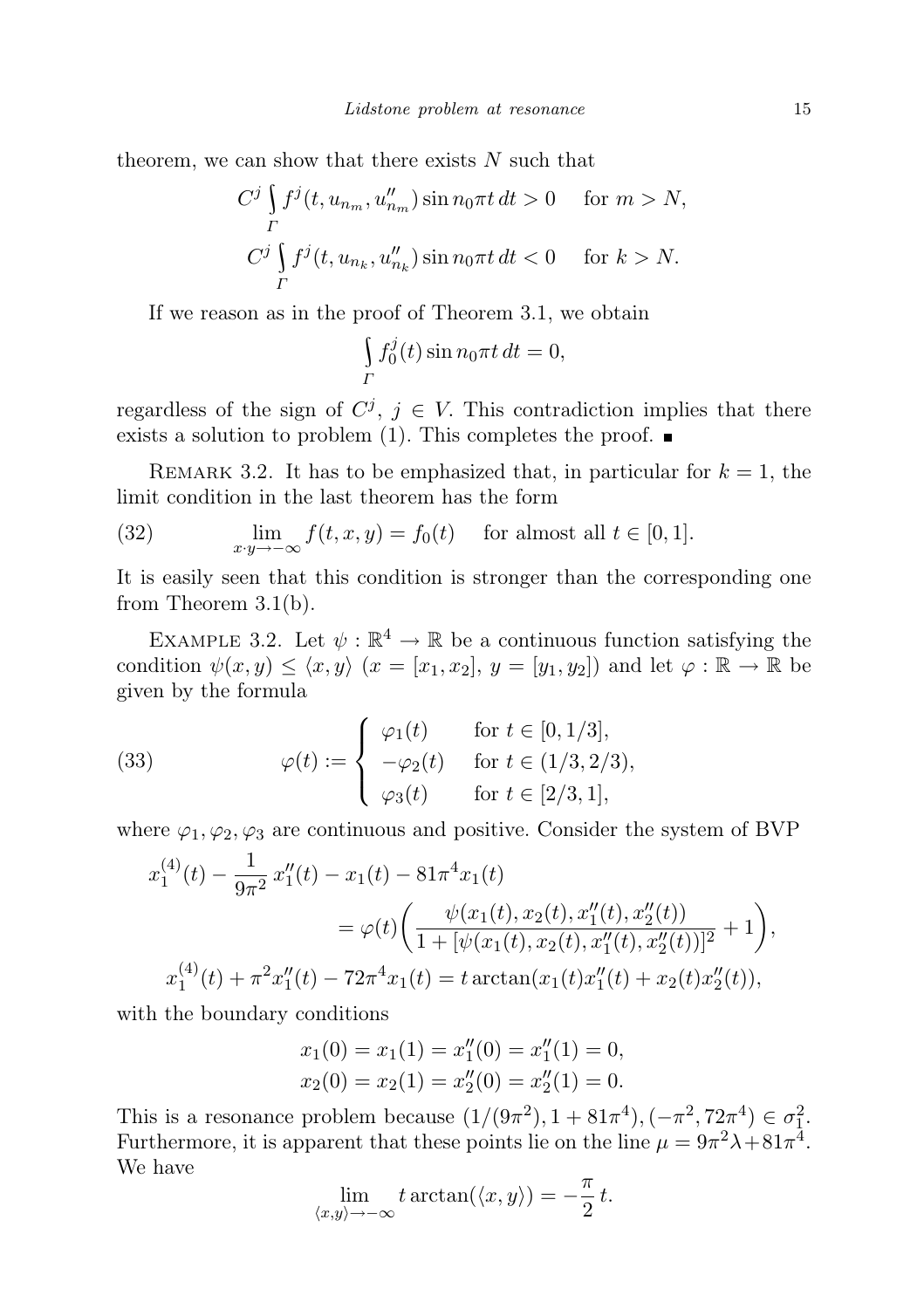theorem, we can show that there exists $N$ such that

$$C^j \int_\Gamma f^j(t, u_{n_m}, u''_{n_m}) \sin n_0\pi t \, dt > 0 \quad \text{for } m > N,$$

$$C^j \int_\Gamma f^j(t, u_{n_k}, u''_{n_k}) \sin n_0\pi t \, dt < 0 \quad \text{for } k > N.$$

If we reason as in the proof of Theorem 3.1, we obtain

$$\int_\Gamma f_0^j(t) \sin n_0\pi t \, dt = 0,$$

regardless of the sign of $C^j$, $j \in V$. This contradiction implies that there exists a solution to problem (1). This completes the proof. ∎

Remark 3.2. It has to be emphasized that, in particular for $k = 1$, the limit condition in the last theorem has the form

$$\lim_{x \cdot y \to -\infty} f(t, x, y) = f_0(t) \quad \text{for almost all } t \in [0, 1]. \tag{32}$$

It is easily seen that this condition is stronger than the corresponding one from Theorem 3.1(b).

Example 3.2. Let $\psi : \mathbb{R}^4 \to \mathbb{R}$ be a continuous function satisfying the condition $\psi(x, y) \le \langle x, y \rangle$ ($x = [x_1, x_2]$, $y = [y_1, y_2]$) and let $\varphi : \mathbb{R} \to \mathbb{R}$ be given by the formula

$$\varphi(t) := \begin{cases} \varphi_1(t) & \text{for } t \in [0, 1/3], \\ -\varphi_2(t) & \text{for } t \in (1/3, 2/3), \\ \varphi_3(t) & \text{for } t \in [2/3, 1], \end{cases} \tag{33}$$

where $\varphi_1, \varphi_2, \varphi_3$ are continuous and positive. Consider the system of BVP

$$x_1^{(4)}(t) - \frac{1}{9\pi^2} x_1''(t) - x_1(t) - 81\pi^4 x_1(t) = \varphi(t)\bigg(\frac{\psi(x_1(t), x_2(t), x_1''(t), x_2''(t))}{1 + [\psi(x_1(t), x_2(t), x_1''(t), x_2''(t))]^2} + 1\bigg),$$

$$x_1^{(4)}(t) + \pi^2 x_1''(t) - 72\pi^4 x_1(t) = t \arctan(x_1(t)x_1''(t) + x_2(t)x_2''(t)),$$

with the boundary conditions

$$x_1(0) = x_1(1) = x_1''(0) = x_1''(1) = 0,$$
$$x_2(0) = x_2(1) = x_2''(0) = x_2''(1) = 0.$$

This is a resonance problem because $(1/(9\pi^2), 1 + 81\pi^4), (-\pi^2, 72\pi^4) \in \sigma_1^2$. Furthermore, it is apparent that these points lie on the line $\mu = 9\pi^2\lambda + 81\pi^4$. We have

$$\lim_{\langle x, y \rangle \to -\infty} t \arctan(\langle x, y \rangle) = -\frac{\pi}{2} t.$$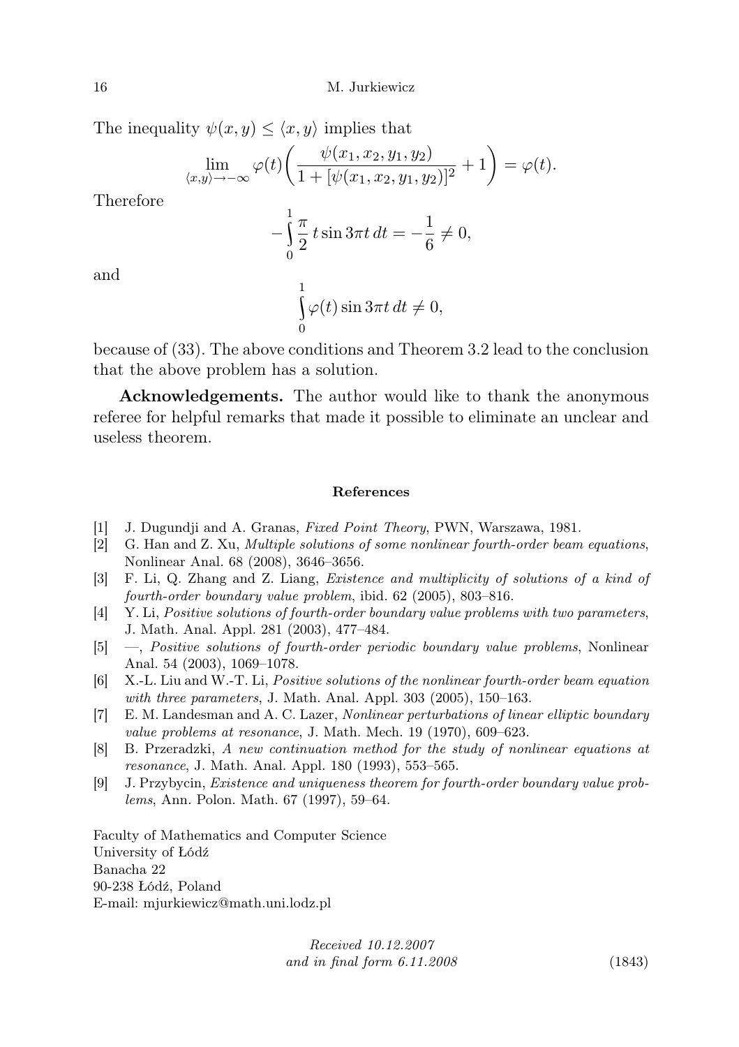The inequality $\psi(x, y) \leq \langle x, y \rangle$ implies that

$$\lim_{\langle x,y\rangle \to -\infty} \varphi(t)\left(\frac{\psi(x_1, x_2, y_1, y_2)}{1 + [\psi(x_1, x_2, y_1, y_2)]^2} + 1\right) = \varphi(t).$$

Therefore

$$-\int_0^1 \frac{\pi}{2}\, t \sin 3\pi t\, dt = -\frac{1}{6} \neq 0,$$

and

$$\int_0^1 \varphi(t) \sin 3\pi t\, dt \neq 0,$$

because of (33). The above conditions and Theorem 3.2 lead to the conclusion that the above problem has a solution.

**Acknowledgements.** The author would like to thank the anonymous referee for helpful remarks that made it possible to eliminate an unclear and useless theorem.

#### References

[1] J. Dugundji and A. Granas, *Fixed Point Theory*, PWN, Warszawa, 1981.

[2] G. Han and Z. Xu, *Multiple solutions of some nonlinear fourth-order beam equations*, Nonlinear Anal. 68 (2008), 3646–3656.

[3] F. Li, Q. Zhang and Z. Liang, *Existence and multiplicity of solutions of a kind of fourth-order boundary value problem*, ibid. 62 (2005), 803–816.

[4] Y. Li, *Positive solutions of fourth-order boundary value problems with two parameters*, J. Math. Anal. Appl. 281 (2003), 477–484.

[5] —, *Positive solutions of fourth-order periodic boundary value problems*, Nonlinear Anal. 54 (2003), 1069–1078.

[6] X.-L. Liu and W.-T. Li, *Positive solutions of the nonlinear fourth-order beam equation with three parameters*, J. Math. Anal. Appl. 303 (2005), 150–163.

[7] E. M. Landesman and A. C. Lazer, *Nonlinear perturbations of linear elliptic boundary value problems at resonance*, J. Math. Mech. 19 (1970), 609–623.

[8] B. Przeradzki, *A new continuation method for the study of nonlinear equations at resonance*, J. Math. Anal. Appl. 180 (1993), 553–565.

[9] J. Przybycin, *Existence and uniqueness theorem for fourth-order boundary value problems*, Ann. Polon. Math. 67 (1997), 59–64.

Faculty of Mathematics and Computer Science
University of Łódź
Banacha 22
90-238 Łódź, Poland
E-mail: mjurkiewicz@math.uni.lodz.pl

*Received 10.12.2007*
*and in final form 6.11.2008* (1843)